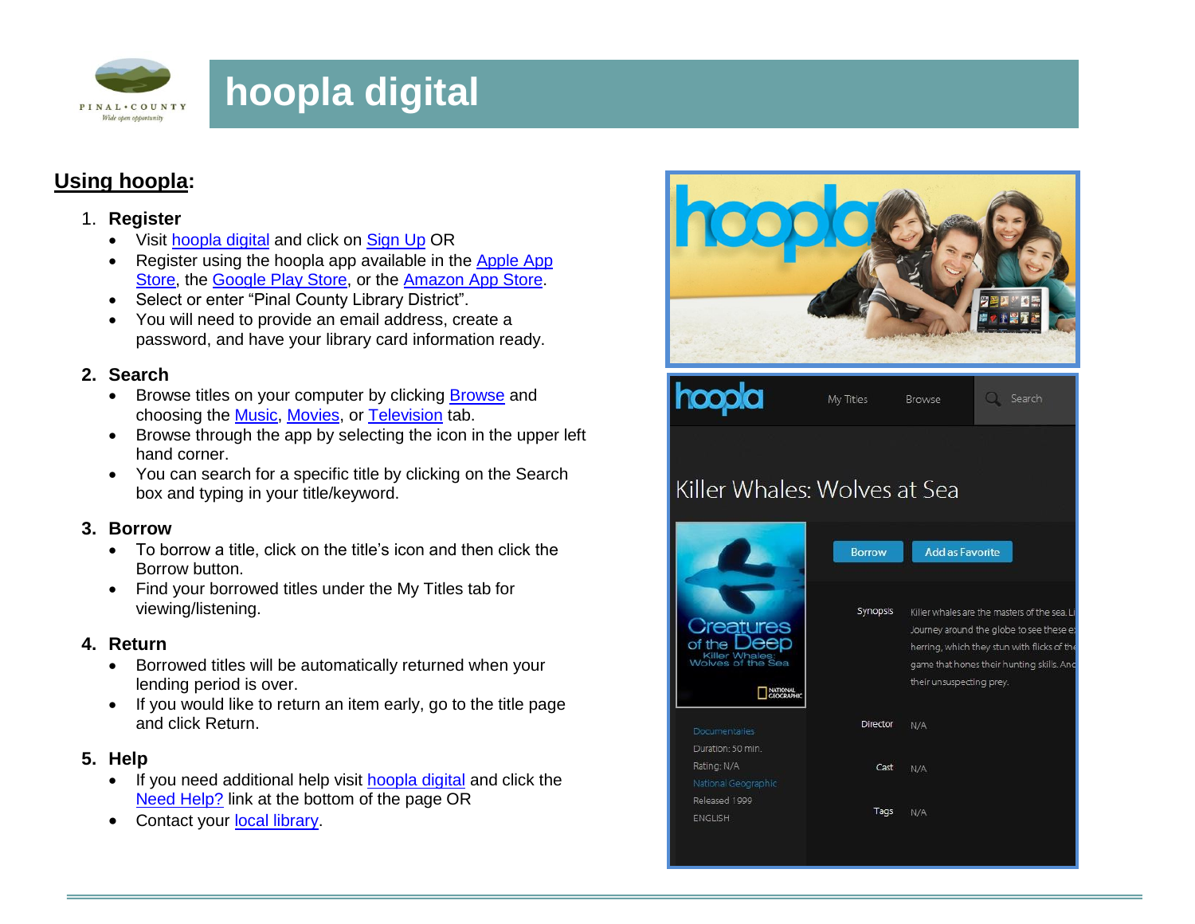# hoopla digital

## Using hoopla:

1. **Register**
   - Visit hoopla digital and click on Sign Up OR
   - Register using the hoopla app available in the Apple App Store, the Google Play Store, or the Amazon App Store.
   - Select or enter "Pinal County Library District".
   - You will need to provide an email address, create a password, and have your library card information ready.

2. **Search**
   - Browse titles on your computer by clicking Browse and choosing the Music, Movies, or Television tab.
   - Browse through the app by selecting the icon in the upper left hand corner.
   - You can search for a specific title by clicking on the Search box and typing in your title/keyword.

3. **Borrow**
   - To borrow a title, click on the title's icon and then click the Borrow button.
   - Find your borrowed titles under the My Titles tab for viewing/listening.

4. **Return**
   - Borrowed titles will be automatically returned when your lending period is over.
   - If you would like to return an item early, go to the title page and click Return.

5. **Help**
   - If you need additional help visit hoopla digital and click the Need Help? link at the bottom of the page OR
   - Contact your local library.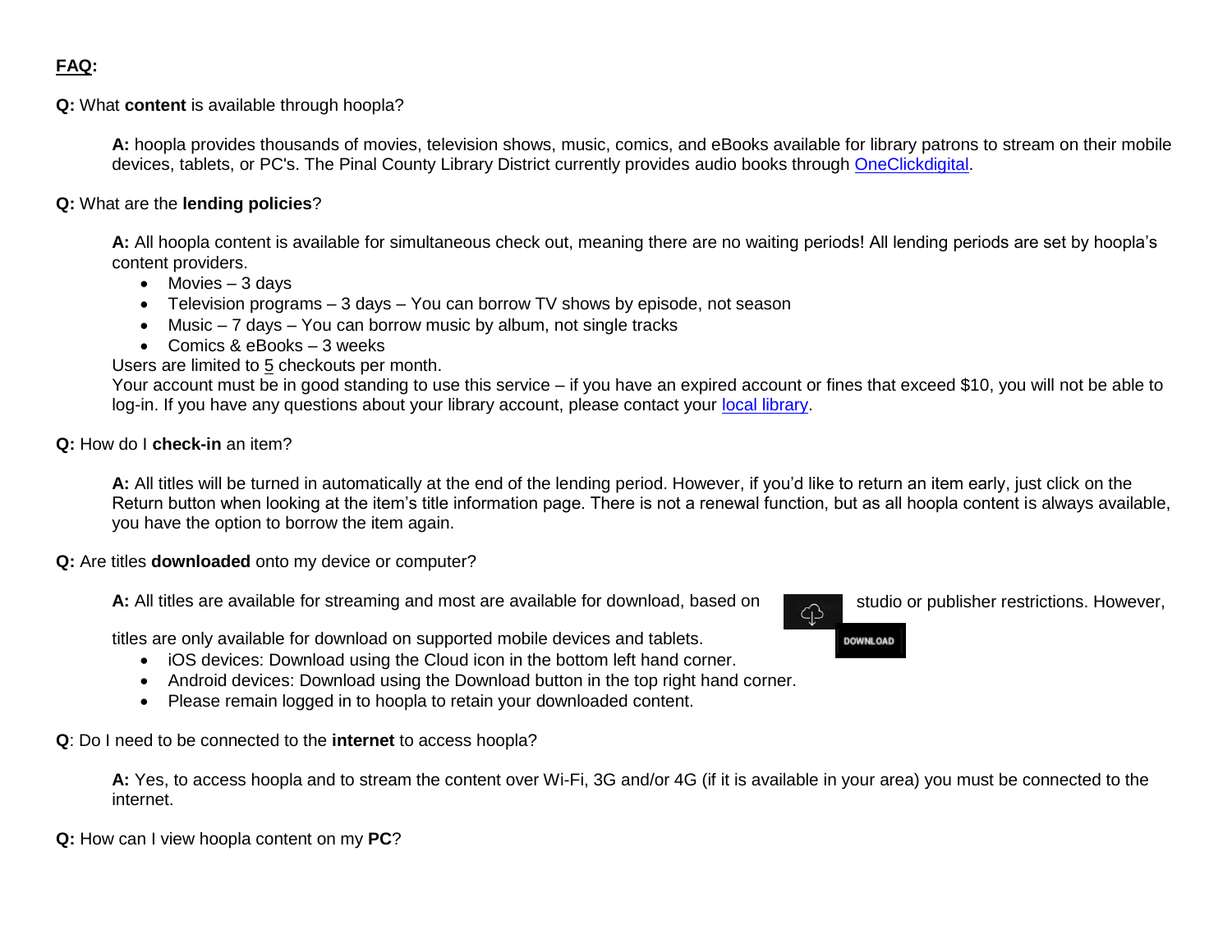**FAQ:**

**Q:** What **content** is available through hoopla?

**A:** hoopla provides thousands of movies, television shows, music, comics, and eBooks available for library patrons to stream on their mobile devices, tablets, or PC's. The Pinal County Library District currently provides audio books through OneClickdigital.

**Q:** What are the **lending policies**?

**A:** All hoopla content is available for simultaneous check out, meaning there are no waiting periods! All lending periods are set by hoopla's content providers.

- Movies – 3 days
- Television programs – 3 days – You can borrow TV shows by episode, not season
- Music – 7 days – You can borrow music by album, not single tracks
- Comics & eBooks – 3 weeks

Users are limited to 5 checkouts per month.

Your account must be in good standing to use this service – if you have an expired account or fines that exceed $10, you will not be able to log-in. If you have any questions about your library account, please contact your local library.

**Q:** How do I **check-in** an item?

**A:** All titles will be turned in automatically at the end of the lending period. However, if you'd like to return an item early, just click on the Return button when looking at the item's title information page. There is not a renewal function, but as all hoopla content is always available, you have the option to borrow the item again.

**Q:** Are titles **downloaded** onto my device or computer?

**A:** All titles are available for streaming and most are available for download, based on studio or publisher restrictions. However, titles are only available for download on supported mobile devices and tablets.

- iOS devices: Download using the Cloud icon in the bottom left hand corner.
- Android devices: Download using the Download button in the top right hand corner.
- Please remain logged in to hoopla to retain your downloaded content.

**Q**: Do I need to be connected to the **internet** to access hoopla?

**A:** Yes, to access hoopla and to stream the content over Wi-Fi, 3G and/or 4G (if it is available in your area) you must be connected to the internet.

**Q:** How can I view hoopla content on my **PC**?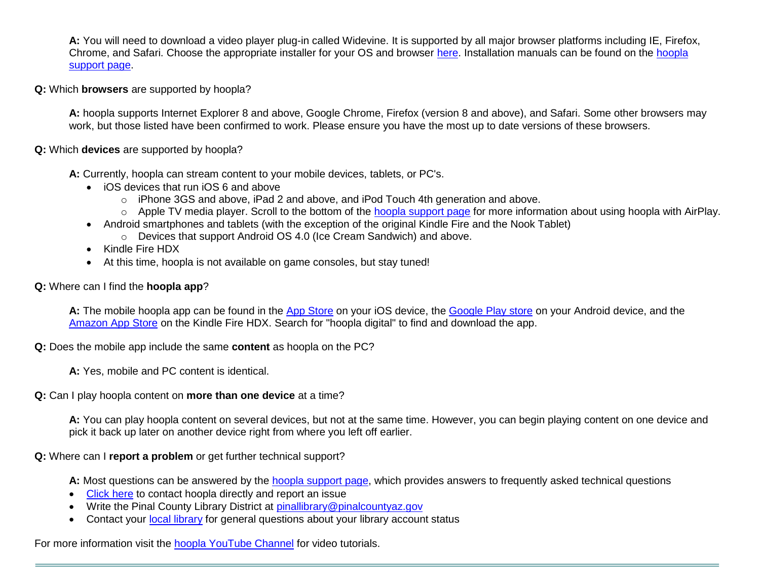**A:** You will need to download a video player plug-in called Widevine. It is supported by all major browser platforms including IE, Firefox, Chrome, and Safari. Choose the appropriate installer for your OS and browser here. Installation manuals can be found on the hoopla support page.

**Q:** Which **browsers** are supported by hoopla?

**A:** hoopla supports Internet Explorer 8 and above, Google Chrome, Firefox (version 8 and above), and Safari. Some other browsers may work, but those listed have been confirmed to work. Please ensure you have the most up to date versions of these browsers.

**Q:** Which **devices** are supported by hoopla?

**A:** Currently, hoopla can stream content to your mobile devices, tablets, or PC's.

- iOS devices that run iOS 6 and above
  - iPhone 3GS and above, iPad 2 and above, and iPod Touch 4th generation and above.
  - Apple TV media player. Scroll to the bottom of the hoopla support page for more information about using hoopla with AirPlay.
- Android smartphones and tablets (with the exception of the original Kindle Fire and the Nook Tablet)
  - Devices that support Android OS 4.0 (Ice Cream Sandwich) and above.
- Kindle Fire HDX
- At this time, hoopla is not available on game consoles, but stay tuned!

**Q:** Where can I find the **hoopla app**?

**A:** The mobile hoopla app can be found in the App Store on your iOS device, the Google Play store on your Android device, and the Amazon App Store on the Kindle Fire HDX. Search for "hoopla digital" to find and download the app.

**Q:** Does the mobile app include the same **content** as hoopla on the PC?

**A:** Yes, mobile and PC content is identical.

**Q:** Can I play hoopla content on **more than one device** at a time?

**A:** You can play hoopla content on several devices, but not at the same time. However, you can begin playing content on one device and pick it back up later on another device right from where you left off earlier.

**Q:** Where can I **report a problem** or get further technical support?

**A:** Most questions can be answered by the hoopla support page, which provides answers to frequently asked technical questions

- Click here to contact hoopla directly and report an issue
- Write the Pinal County Library District at pinallibrary@pinalcountyaz.gov
- Contact your local library for general questions about your library account status

For more information visit the hoopla YouTube Channel for video tutorials.